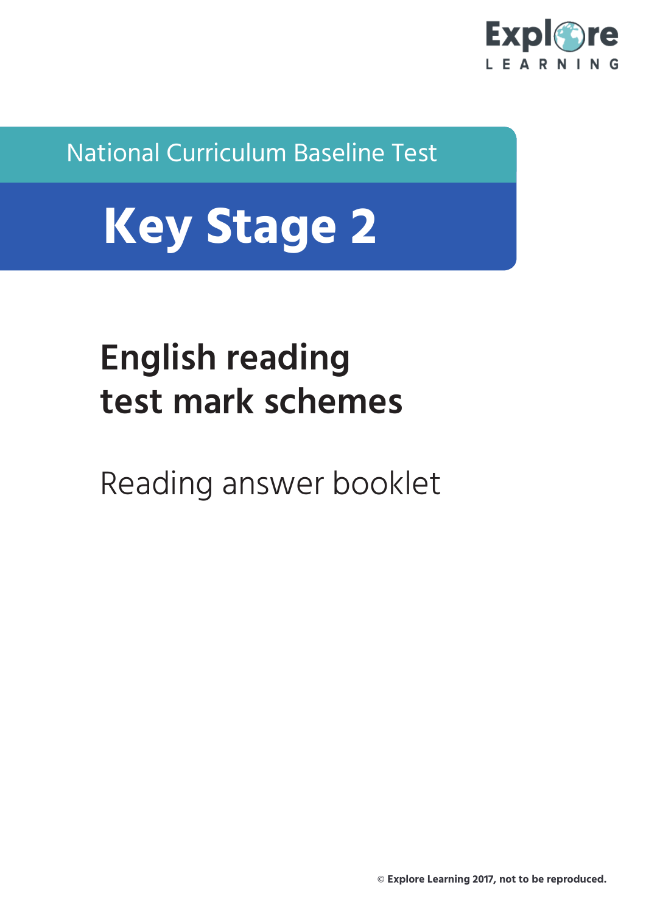Explore LEARNING

National Curriculum Baseline Test

# Key Stage 2

## English reading test mark schemes

Reading answer booklet

© Explore Learning 2017, not to be reproduced.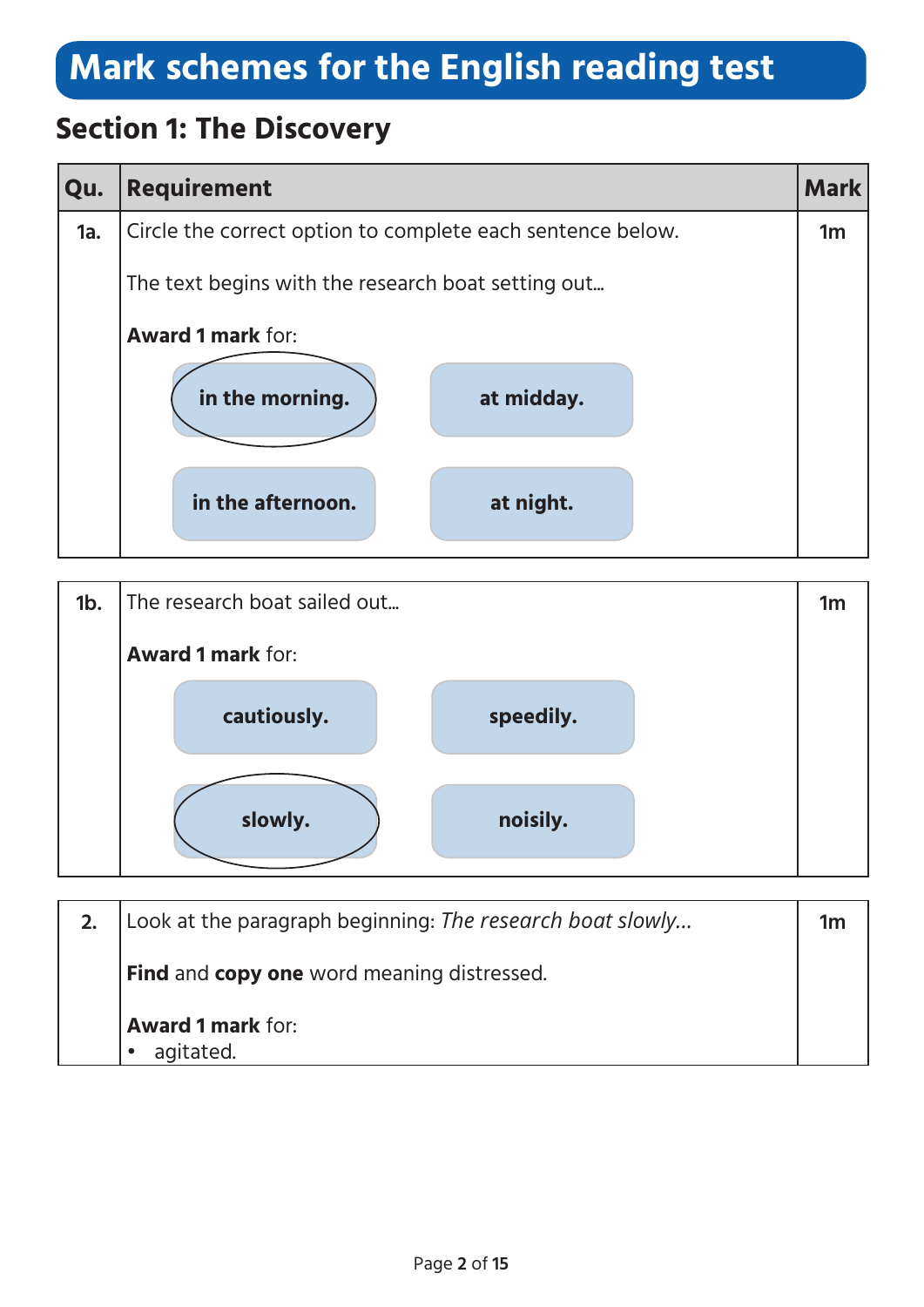# Mark schemes for the English reading test

## Section 1: The Discovery

| Qu. | Requirement | Mark |
|---|---|---|
| 1a. | Circle the correct option to complete each sentence below.<br><br>The text begins with the research boat setting out…<br><br>**Award 1 mark** for:<br><br>**in the morning.** (circled) / **at midday.** / **in the afternoon.** / **at night.** | 1m |
| 1b. | The research boat sailed out…<br><br>**Award 1 mark** for:<br><br>**cautiously.** / **speedily.** / **slowly.** (circled) / **noisily.** | 1m |
| 2. | Look at the paragraph beginning: *The research boat slowly…*<br><br>**Find** and **copy one** word meaning distressed.<br><br>**Award 1 mark** for:<br>• agitated. | 1m |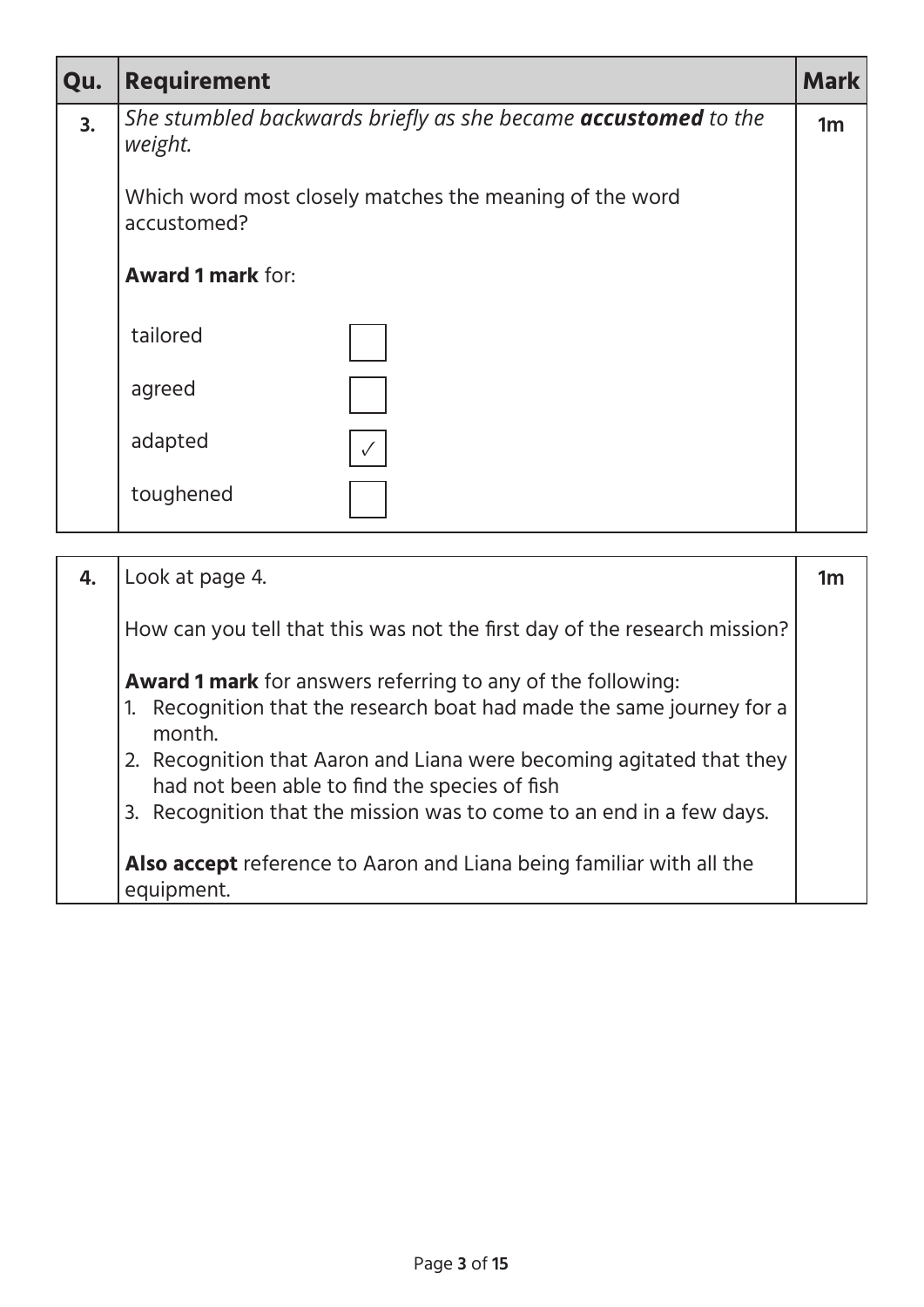| Qu. | Requirement | Mark |
|---|---|---|
| **3.** | *She stumbled backwards briefly as she became **accustomed** to the weight.*<br><br>Which word most closely matches the meaning of the word accustomed?<br><br>**Award 1 mark** for:<br><br>tailored ☐<br>agreed ☐<br>adapted ✓<br>toughened ☐ | **1m** |

| | | |
|---|---|---|
| **4.** | Look at page 4.<br><br>How can you tell that this was not the first day of the research mission?<br><br>**Award 1 mark** for answers referring to any of the following:<br>1. Recognition that the research boat had made the same journey for a month.<br>2. Recognition that Aaron and Liana were becoming agitated that they had not been able to find the species of fish<br>3. Recognition that the mission was to come to an end in a few days.<br><br>**Also accept** reference to Aaron and Liana being familiar with all the equipment. | **1m** |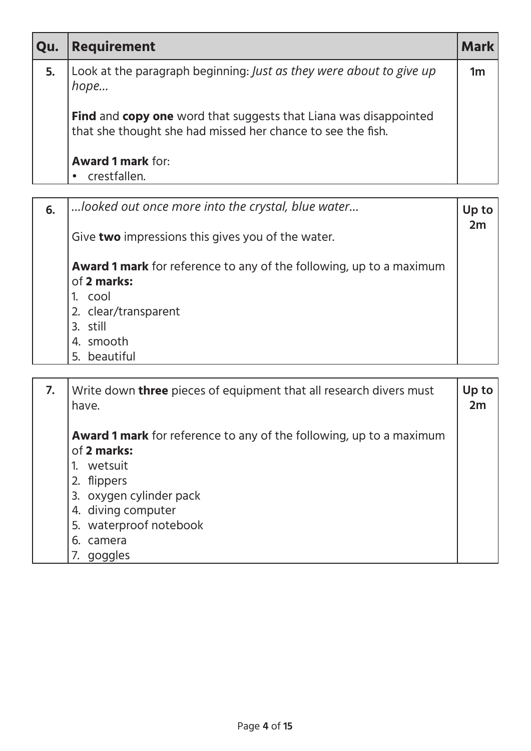| Qu. | Requirement | Mark |
|---|---|---|
| **5.** | Look at the paragraph beginning: *Just as they were about to give up hope…*<br><br>**Find** and **copy one** word that suggests that Liana was disappointed that she thought she had missed her chance to see the fish.<br><br>**Award 1 mark** for:<br>• crestfallen. | **1m** |
| **6.** | *…looked out once more into the crystal, blue water…*<br><br>Give **two** impressions this gives you of the water.<br><br>**Award 1 mark** for reference to any of the following, up to a maximum of **2 marks:**<br>1. cool<br>2. clear/transparent<br>3. still<br>4. smooth<br>5. beautiful | **Up to 2m** |
| **7.** | Write down **three** pieces of equipment that all research divers must have.<br><br>**Award 1 mark** for reference to any of the following, up to a maximum of **2 marks:**<br>1. wetsuit<br>2. flippers<br>3. oxygen cylinder pack<br>4. diving computer<br>5. waterproof notebook<br>6. camera<br>7. goggles | **Up to 2m** |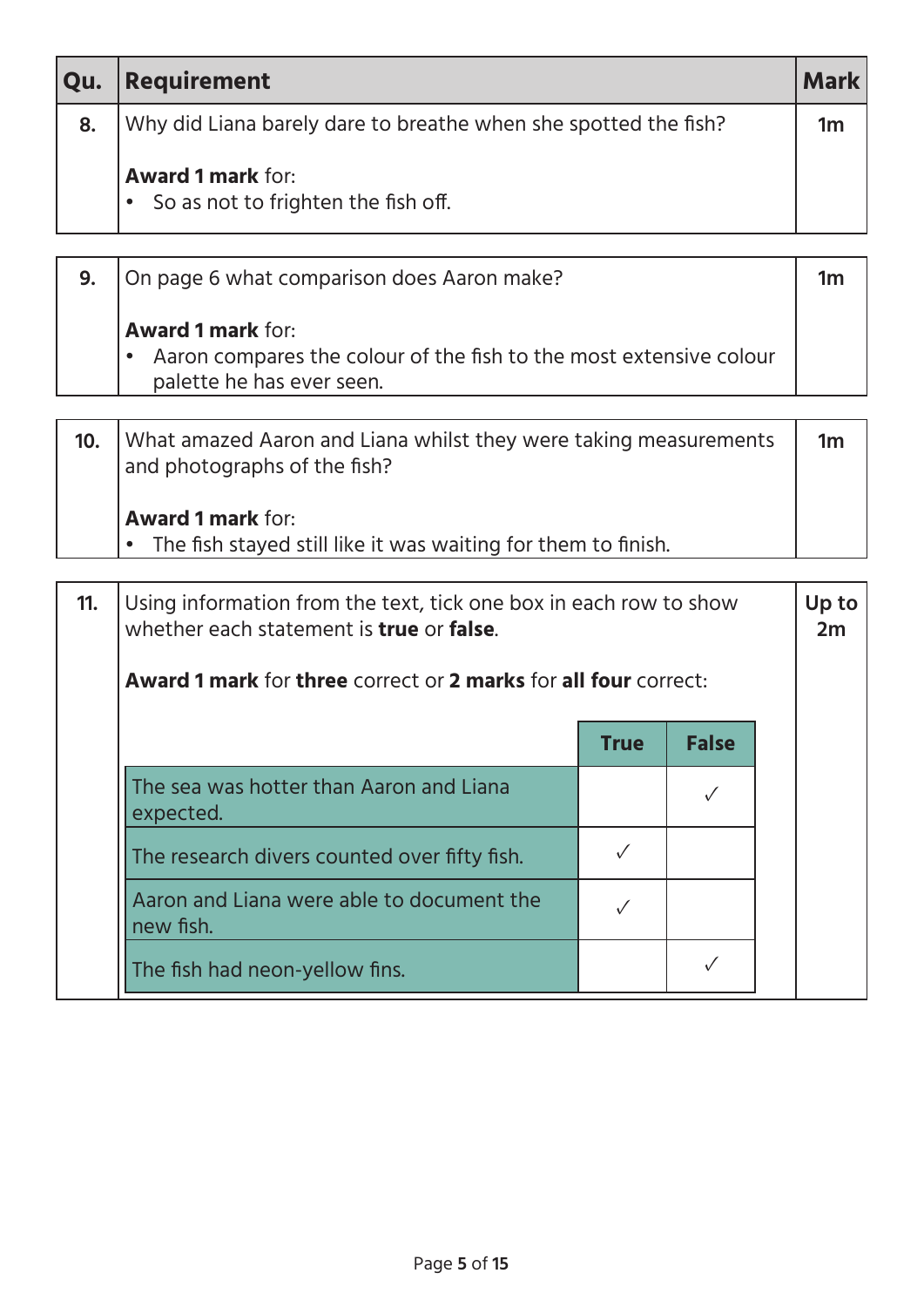| Qu. | Requirement | Mark |
|---|---|---|
| 8. | Why did Liana barely dare to breathe when she spotted the fish?<br><br>**Award 1 mark** for:<br>• So as not to frighten the fish off. | 1m |

| | | |
|---|---|---|
| 9. | On page 6 what comparison does Aaron make?<br><br>**Award 1 mark** for:<br>• Aaron compares the colour of the fish to the most extensive colour palette he has ever seen. | 1m |

| | | |
|---|---|---|
| 10. | What amazed Aaron and Liana whilst they were taking measurements and photographs of the fish?<br><br>**Award 1 mark** for:<br>• The fish stayed still like it was waiting for them to finish. | 1m |

| | | |
|---|---|---|
| 11. | Using information from the text, tick one box in each row to show whether each statement is **true** or **false**.<br><br>**Award 1 mark** for **three** correct or **2 marks** for **all four** correct: | Up to 2m |

| | True | False |
|---|---|---|
| The sea was hotter than Aaron and Liana expected. | | ✓ |
| The research divers counted over fifty fish. | ✓ | |
| Aaron and Liana were able to document the new fish. | ✓ | |
| The fish had neon-yellow fins. | | ✓ |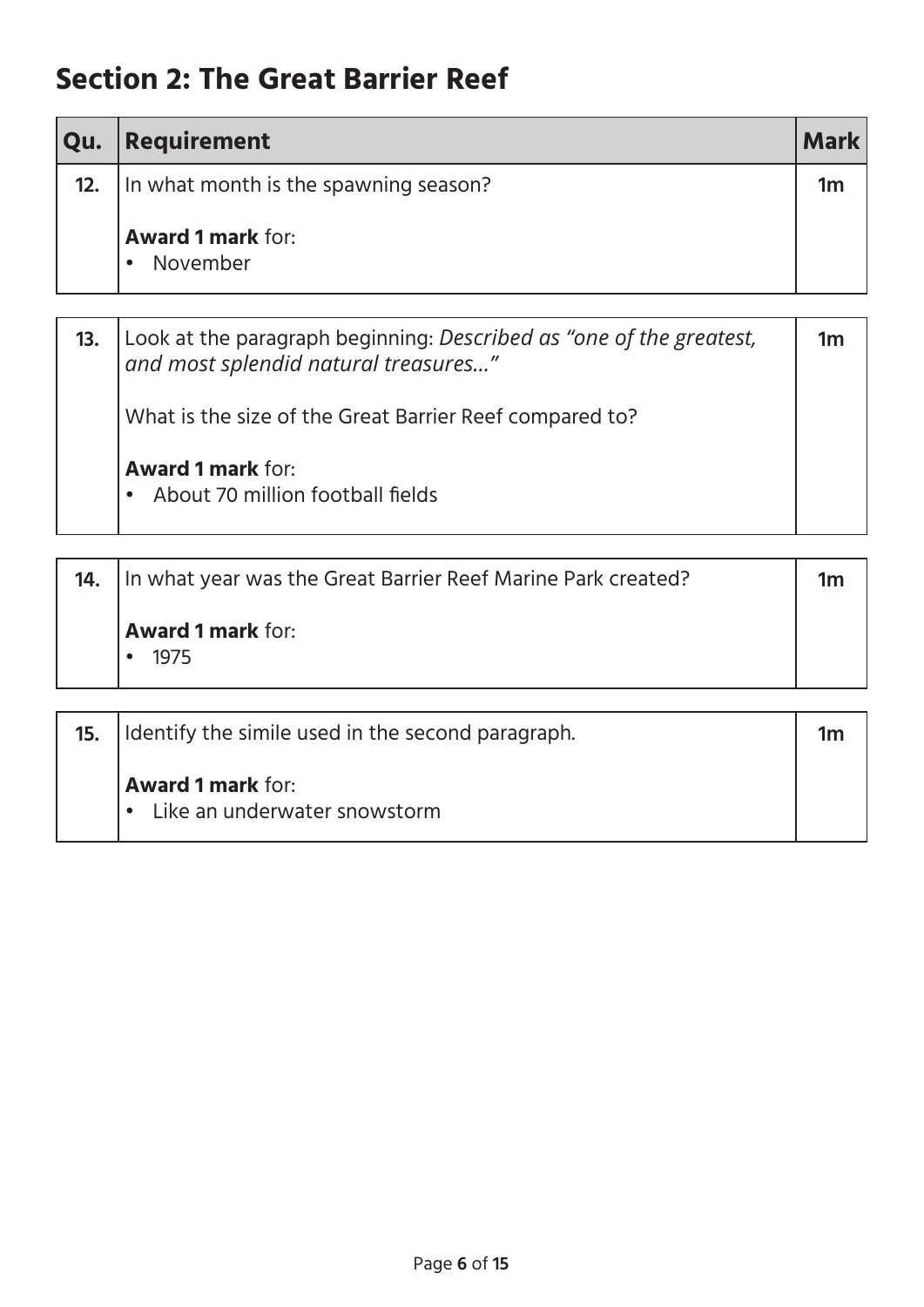## Section 2: The Great Barrier Reef

| Qu. | Requirement | Mark |
| --- | --- | --- |
| 12. | In what month is the spawning season?<br><br>**Award 1 mark** for:<br>• November | 1m |

| | | |
| --- | --- | --- |
| 13. | Look at the paragraph beginning: *Described as "one of the greatest, and most splendid natural treasures…"*<br><br>What is the size of the Great Barrier Reef compared to?<br><br>**Award 1 mark** for:<br>• About 70 million football fields | 1m |

| | | |
| --- | --- | --- |
| 14. | In what year was the Great Barrier Reef Marine Park created?<br><br>**Award 1 mark** for:<br>• 1975 | 1m |

| | | |
| --- | --- | --- |
| 15. | Identify the simile used in the second paragraph.<br><br>**Award 1 mark** for:<br>• Like an underwater snowstorm | 1m |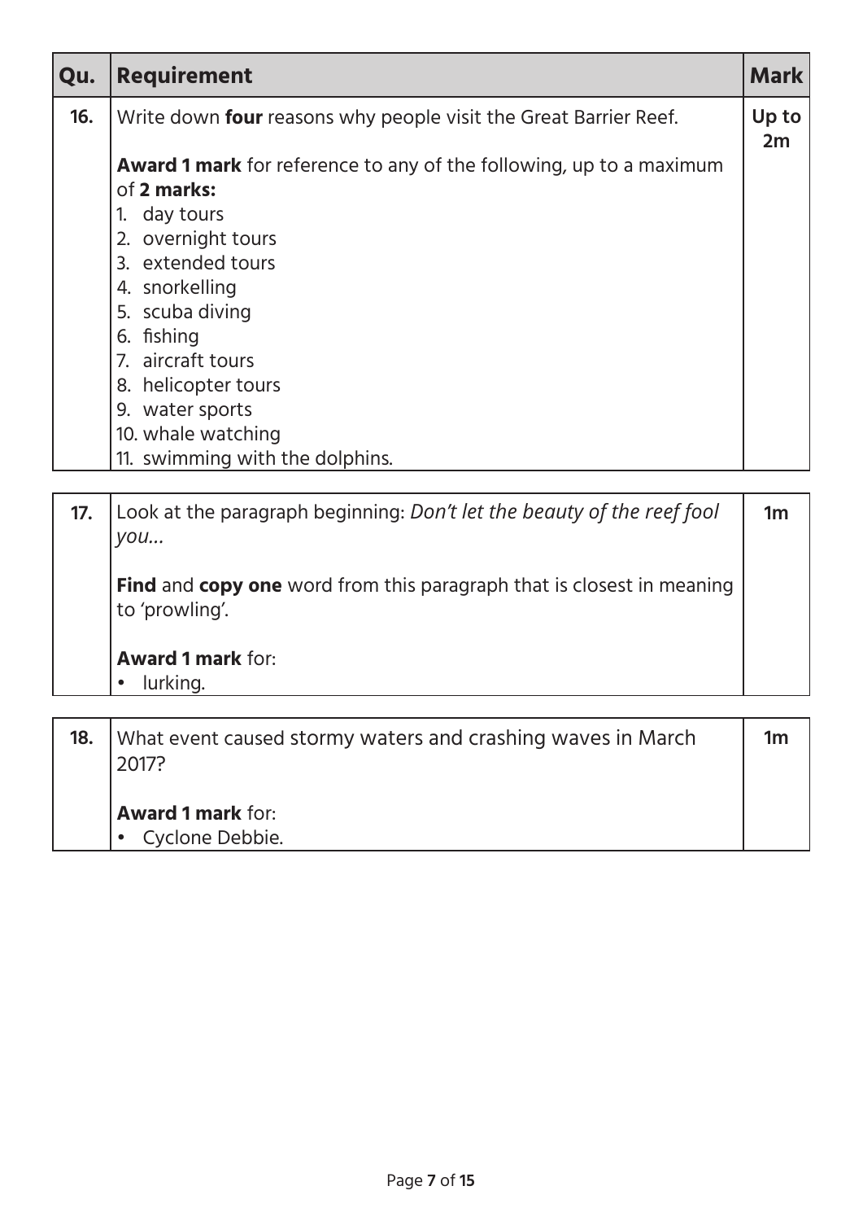| Qu. | Requirement | Mark |
|---|---|---|
| 16. | Write down **four** reasons why people visit the Great Barrier Reef.<br><br>**Award 1 mark** for reference to any of the following, up to a maximum of **2 marks:**<br>1. day tours<br>2. overnight tours<br>3. extended tours<br>4. snorkelling<br>5. scuba diving<br>6. fishing<br>7. aircraft tours<br>8. helicopter tours<br>9. water sports<br>10. whale watching<br>11. swimming with the dolphins. | Up to 2m |
| 17. | Look at the paragraph beginning: *Don't let the beauty of the reef fool you…*<br><br>**Find** and **copy one** word from this paragraph that is closest in meaning to 'prowling'.<br><br>**Award 1 mark** for:<br>• lurking. | 1m |
| 18. | What event caused stormy waters and crashing waves in March 2017?<br><br>**Award 1 mark** for:<br>• Cyclone Debbie. | 1m |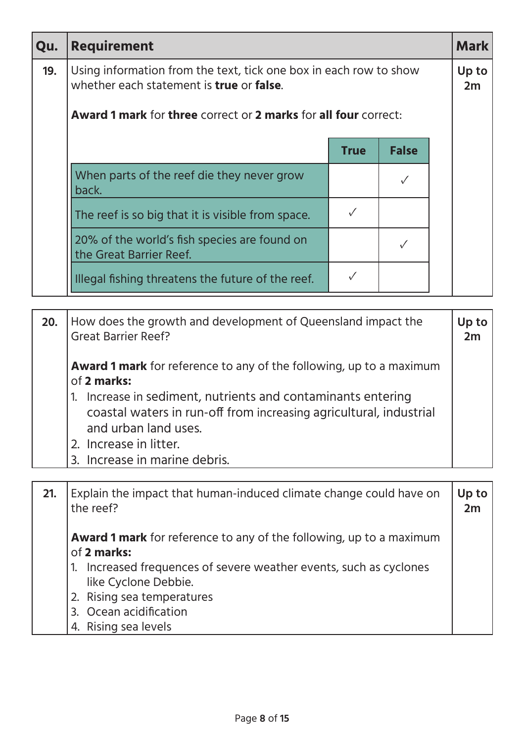| Qu. | Requirement | Mark |
|---|---|---|
| 19. | Using information from the text, tick one box in each row to show whether each statement is **true** or **false**.<br><br>**Award 1 mark** for **three** correct or **2 marks** for **all four** correct: | Up to 2m |

| | True | False |
|---|---|---|
| When parts of the reef die they never grow back. | | ✓ |
| The reef is so big that it is visible from space. | ✓ | |
| 20% of the world's fish species are found on the Great Barrier Reef. | | ✓ |
| Illegal fishing threatens the future of the reef. | ✓ | |

| Qu. | Requirement | Mark |
|---|---|---|
| 20. | How does the growth and development of Queensland impact the Great Barrier Reef?<br><br>**Award 1 mark** for reference to any of the following, up to a maximum of **2 marks:**<br>1. Increase in sediment, nutrients and contaminants entering coastal waters in run-off from increasing agricultural, industrial and urban land uses.<br>2. Increase in litter.<br>3. Increase in marine debris. | Up to 2m |
| 21. | Explain the impact that human-induced climate change could have on the reef?<br><br>**Award 1 mark** for reference to any of the following, up to a maximum of **2 marks:**<br>1. Increased frequences of severe weather events, such as cyclones like Cyclone Debbie.<br>2. Rising sea temperatures<br>3. Ocean acidification<br>4. Rising sea levels | Up to 2m |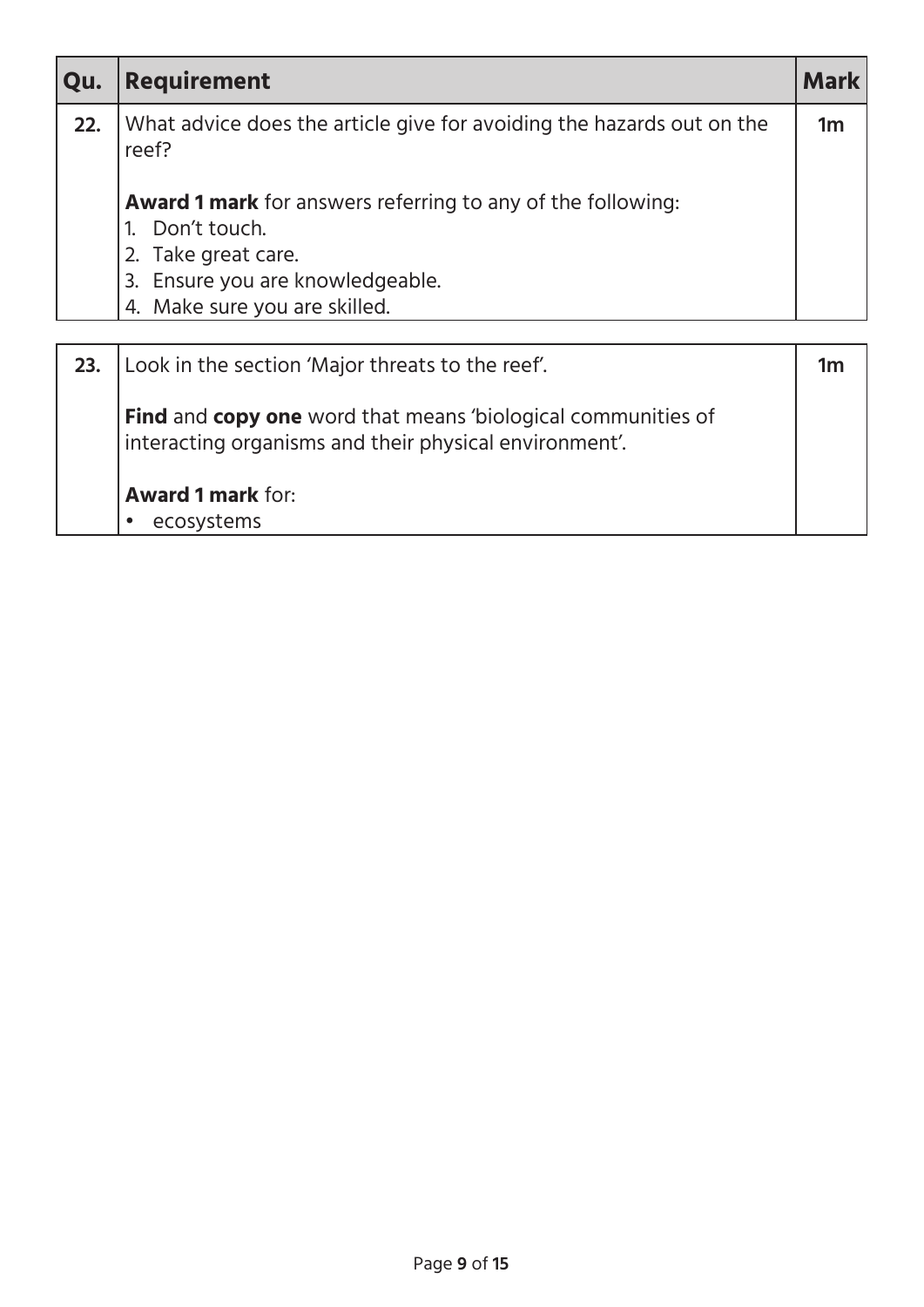| Qu. | Requirement | Mark |
| --- | --- | --- |
| **22.** | What advice does the article give for avoiding the hazards out on the reef?<br><br>**Award 1 mark** for answers referring to any of the following:<br>1. Don't touch.<br>2. Take great care.<br>3. Ensure you are knowledgeable.<br>4. Make sure you are skilled. | **1m** |

| | | |
| --- | --- | --- |
| **23.** | Look in the section 'Major threats to the reef'.<br><br>**Find** and **copy one** word that means 'biological communities of interacting organisms and their physical environment'.<br><br>**Award 1 mark** for:<br>• ecosystems | **1m** |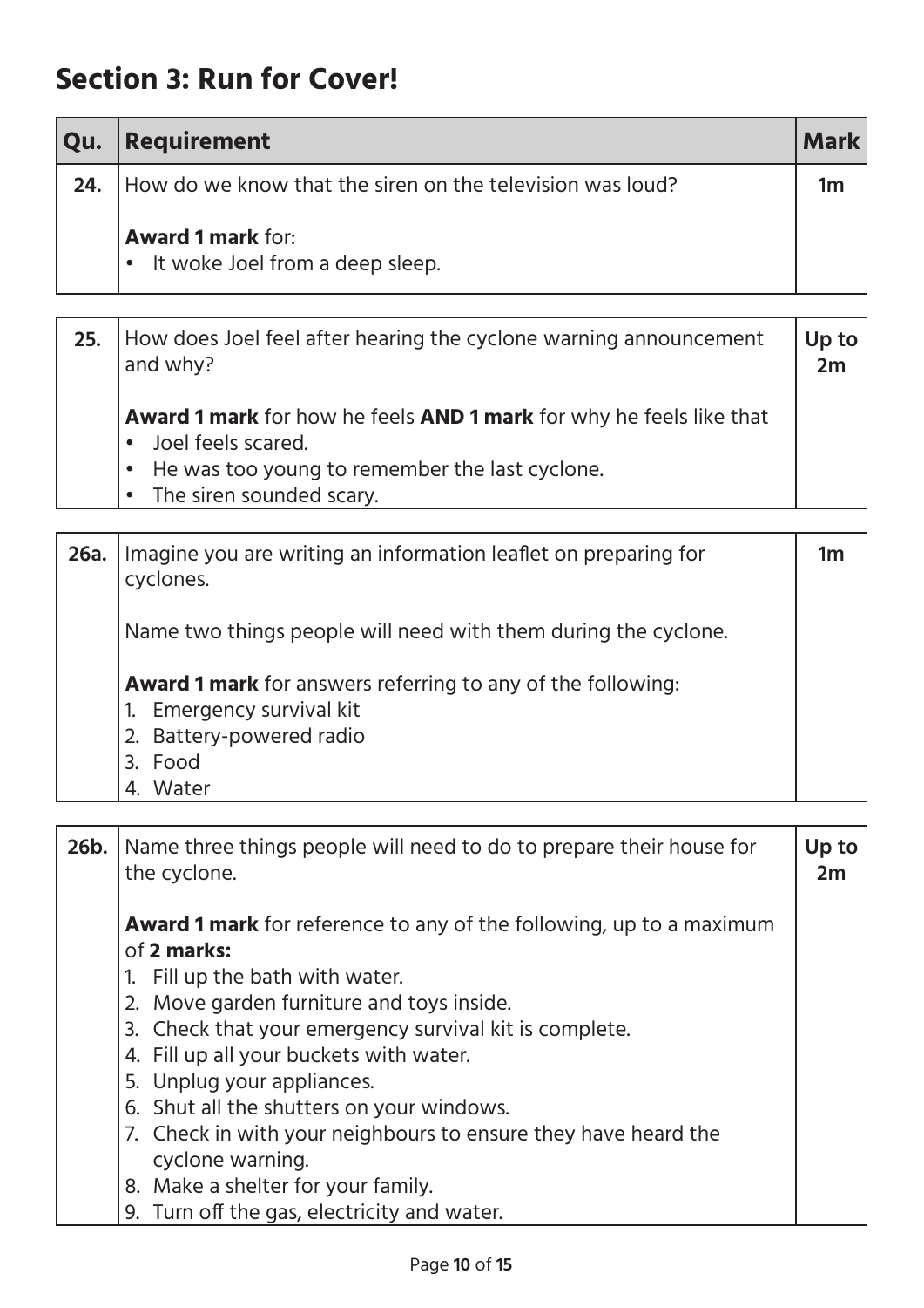## Section 3: Run for Cover!

| Qu. | Requirement | Mark |
|---|---|---|
| **24.** | How do we know that the siren on the television was loud?<br><br>**Award 1 mark** for:<br>• It woke Joel from a deep sleep. | **1m** |

| | | |
|---|---|---|
| **25.** | How does Joel feel after hearing the cyclone warning announcement and why?<br><br>**Award 1 mark** for how he feels **AND 1 mark** for why he feels like that<br>• Joel feels scared.<br>• He was too young to remember the last cyclone.<br>• The siren sounded scary. | **Up to 2m** |

| | | |
|---|---|---|
| **26a.** | Imagine you are writing an information leaflet on preparing for cyclones.<br><br>Name two things people will need with them during the cyclone.<br><br>**Award 1 mark** for answers referring to any of the following:<br>1. Emergency survival kit<br>2. Battery-powered radio<br>3. Food<br>4. Water | **1m** |

| | | |
|---|---|---|
| **26b.** | Name three things people will need to do to prepare their house for the cyclone.<br><br>**Award 1 mark** for reference to any of the following, up to a maximum of **2 marks:**<br>1. Fill up the bath with water.<br>2. Move garden furniture and toys inside.<br>3. Check that your emergency survival kit is complete.<br>4. Fill up all your buckets with water.<br>5. Unplug your appliances.<br>6. Shut all the shutters on your windows.<br>7. Check in with your neighbours to ensure they have heard the cyclone warning.<br>8. Make a shelter for your family.<br>9. Turn off the gas, electricity and water. | **Up to 2m** |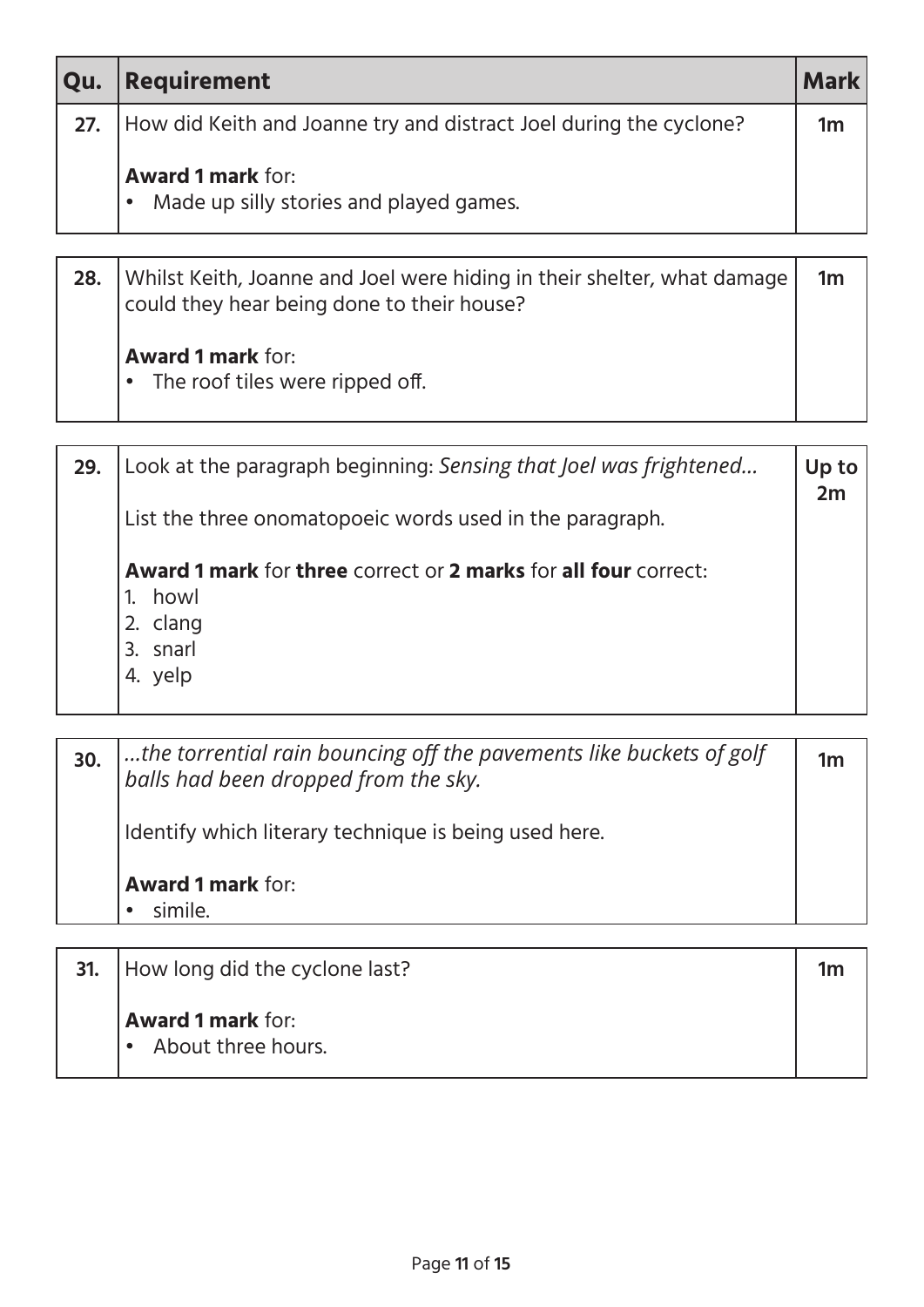| Qu. | Requirement | Mark |
|---|---|---|
| 27. | How did Keith and Joanne try and distract Joel during the cyclone?<br><br>**Award 1 mark** for:<br>• Made up silly stories and played games. | 1m |

| | | |
|---|---|---|
| 28. | Whilst Keith, Joanne and Joel were hiding in their shelter, what damage could they hear being done to their house?<br><br>**Award 1 mark** for:<br>• The roof tiles were ripped off. | 1m |

| | | |
|---|---|---|
| 29. | Look at the paragraph beginning: *Sensing that Joel was frightened…*<br><br>List the three onomatopoeic words used in the paragraph.<br><br>**Award 1 mark** for **three** correct or **2 marks** for **all four** correct:<br>1. howl<br>2. clang<br>3. snarl<br>4. yelp | Up to 2m |

| | | |
|---|---|---|
| 30. | *…the torrential rain bouncing off the pavements like buckets of golf balls had been dropped from the sky.*<br><br>Identify which literary technique is being used here.<br><br>**Award 1 mark** for:<br>• simile. | 1m |

| | | |
|---|---|---|
| 31. | How long did the cyclone last?<br><br>**Award 1 mark** for:<br>• About three hours. | 1m |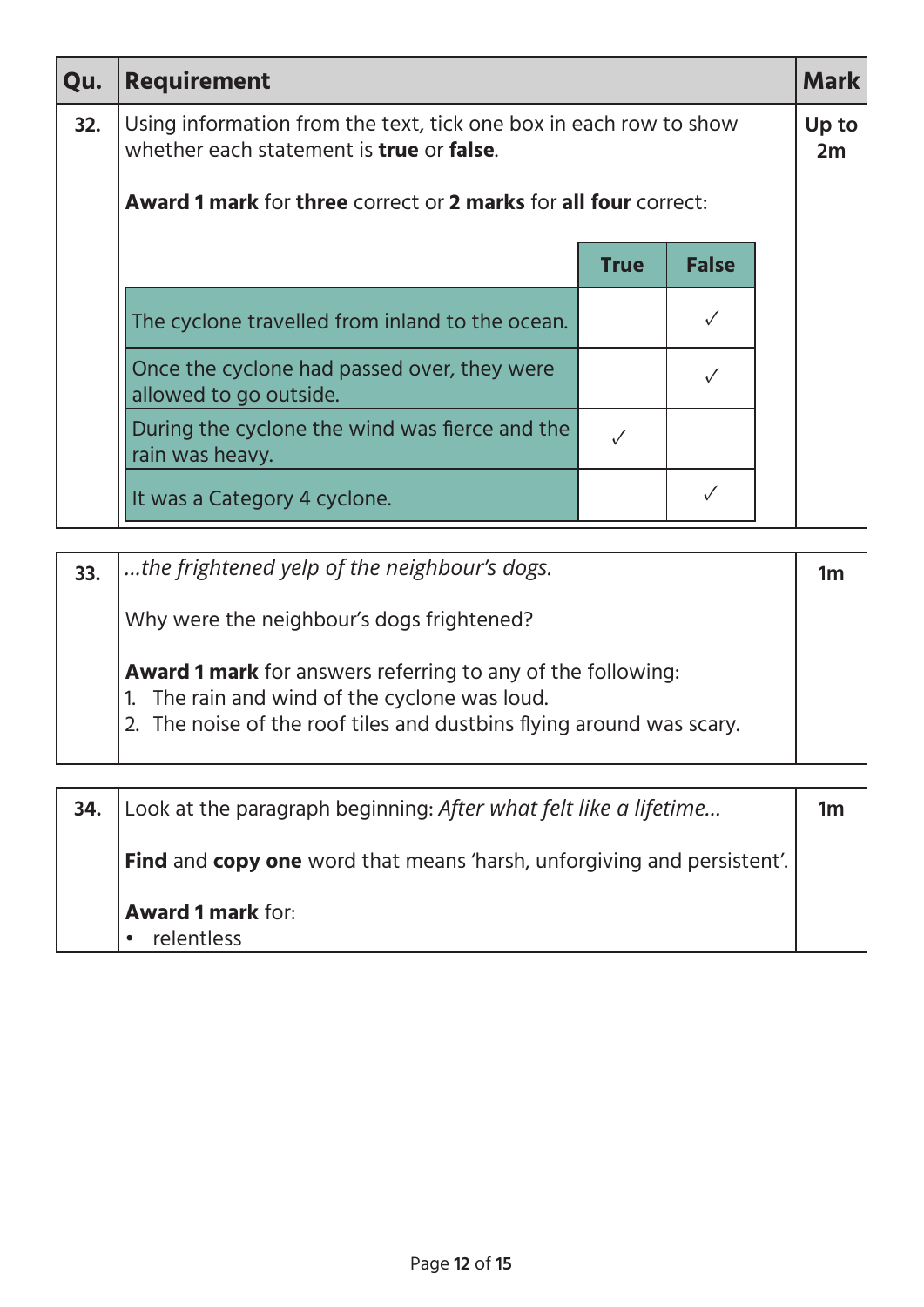| Qu. | Requirement | Mark |
|---|---|---|
| 32. | Using information from the text, tick one box in each row to show whether each statement is **true** or **false**.<br><br>**Award 1 mark** for **three** correct or **2 marks** for **all four** correct: | Up to 2m |

| | True | False |
|---|---|---|
| The cyclone travelled from inland to the ocean. | | ✓ |
| Once the cyclone had passed over, they were allowed to go outside. | | ✓ |
| During the cyclone the wind was fierce and the rain was heavy. | ✓ | |
| It was a Category 4 cyclone. | | ✓ |

| Qu. | Requirement | Mark |
|---|---|---|
| 33. | *...the frightened yelp of the neighbour's dogs.*<br><br>Why were the neighbour's dogs frightened?<br><br>**Award 1 mark** for answers referring to any of the following:<br>1. The rain and wind of the cyclone was loud.<br>2. The noise of the roof tiles and dustbins flying around was scary. | 1m |

| Qu. | Requirement | Mark |
|---|---|---|
| 34. | Look at the paragraph beginning: *After what felt like a lifetime...*<br><br>**Find** and **copy one** word that means 'harsh, unforgiving and persistent'.<br><br>**Award 1 mark** for:<br>• relentless | 1m |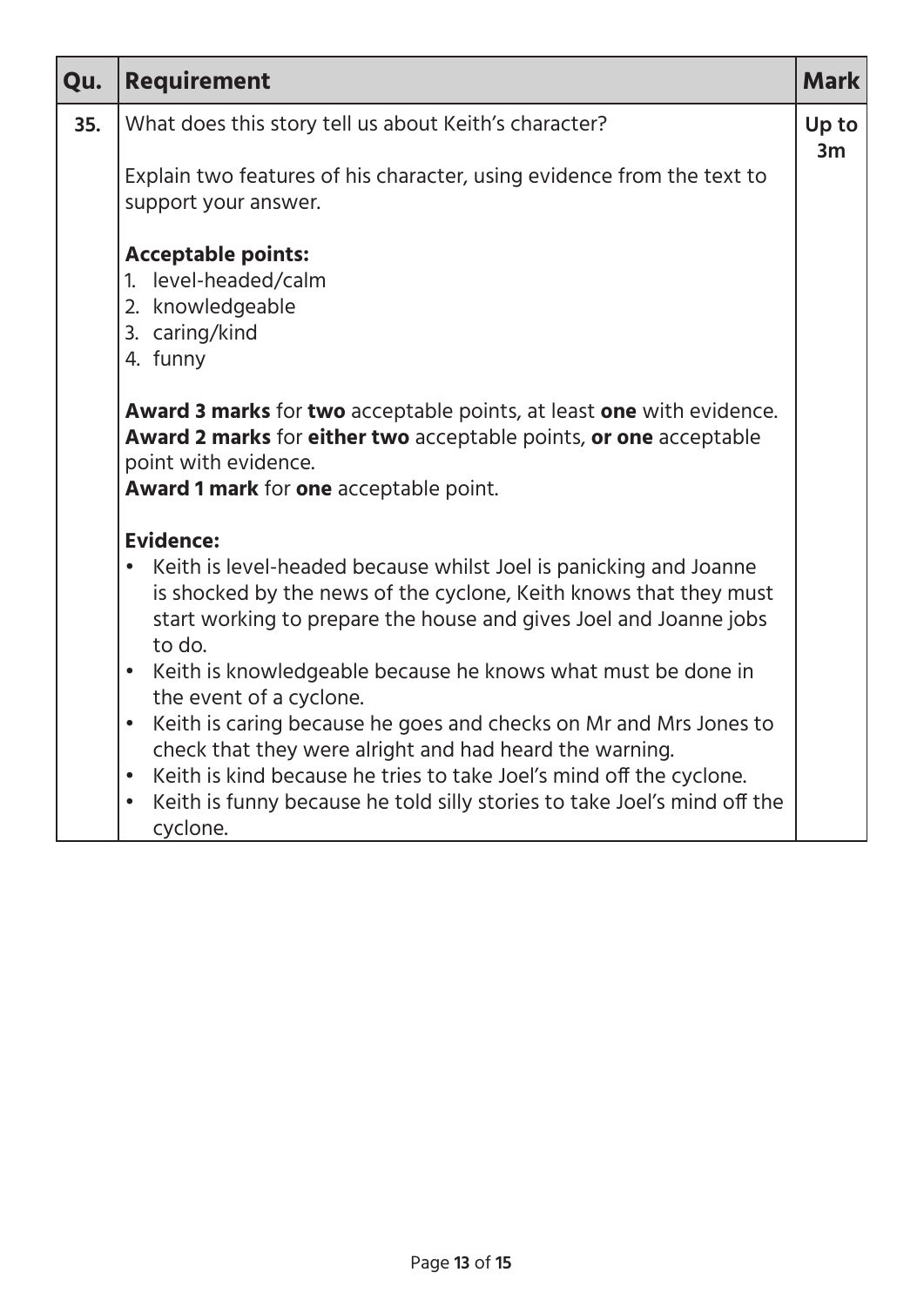| Qu. | Requirement | Mark |
|---|---|---|
| **35.** | What does this story tell us about Keith's character?<br><br>Explain two features of his character, using evidence from the text to support your answer.<br><br>**Acceptable points:**<br>1. level-headed/calm<br>2. knowledgeable<br>3. caring/kind<br>4. funny<br><br>**Award 3 marks** for **two** acceptable points, at least **one** with evidence.<br>**Award 2 marks** for **either two** acceptable points, **or one** acceptable point with evidence.<br>**Award 1 mark** for **one** acceptable point.<br><br>**Evidence:**<br>• Keith is level-headed because whilst Joel is panicking and Joanne is shocked by the news of the cyclone, Keith knows that they must start working to prepare the house and gives Joel and Joanne jobs to do.<br>• Keith is knowledgeable because he knows what must be done in the event of a cyclone.<br>• Keith is caring because he goes and checks on Mr and Mrs Jones to check that they were alright and had heard the warning.<br>• Keith is kind because he tries to take Joel's mind off the cyclone.<br>• Keith is funny because he told silly stories to take Joel's mind off the cyclone. | **Up to 3m** |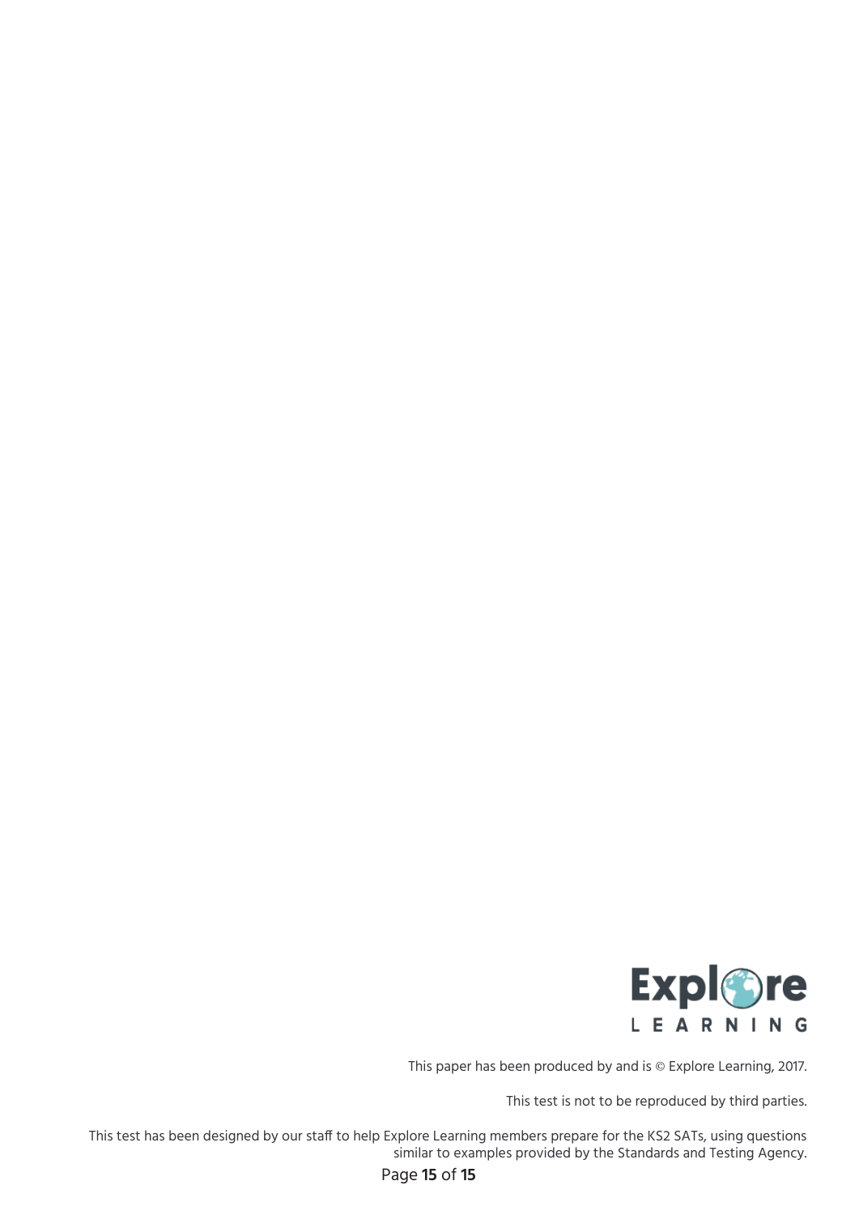Explore LEARNING

This paper has been produced by and is © Explore Learning, 2017.

This test is not to be reproduced by third parties.

This test has been designed by our staff to help Explore Learning members prepare for the KS2 SATs, using questions similar to examples provided by the Standards and Testing Agency.